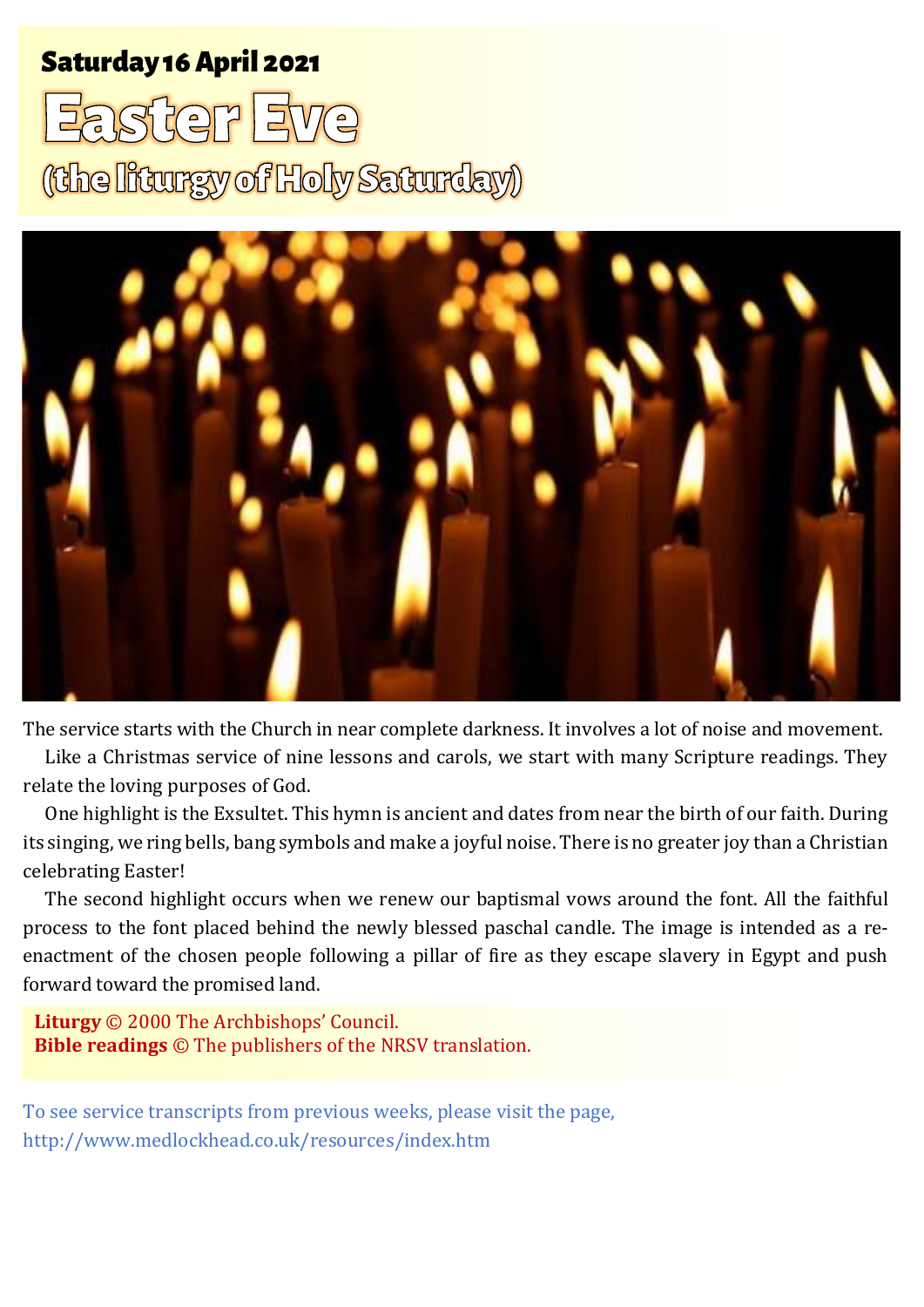Saturday 16 April 2021

# Easter Eve

## (the liturgy of Holy Saturday)

The service starts with the Church in near complete darkness. It involves a lot of noise and movement.

Like a Christmas service of nine lessons and carols, we start with many Scripture readings. They relate the loving purposes of God.

One highlight is the Exsultet. This hymn is ancient and dates from near the birth of our faith. During its singing, we ring bells, bang symbols and make a joyful noise. There is no greater joy than a Christian celebrating Easter!

The second highlight occurs when we renew our baptismal vows around the font. All the faithful process to the font placed behind the newly blessed paschal candle. The image is intended as a re-enactment of the chosen people following a pillar of fire as they escape slavery in Egypt and push forward toward the promised land.

**Liturgy** © 2000 The Archbishops' Council.
**Bible readings** © The publishers of the NRSV translation.

To see service transcripts from previous weeks, please visit the page,
http://www.medlockhead.co.uk/resources/index.htm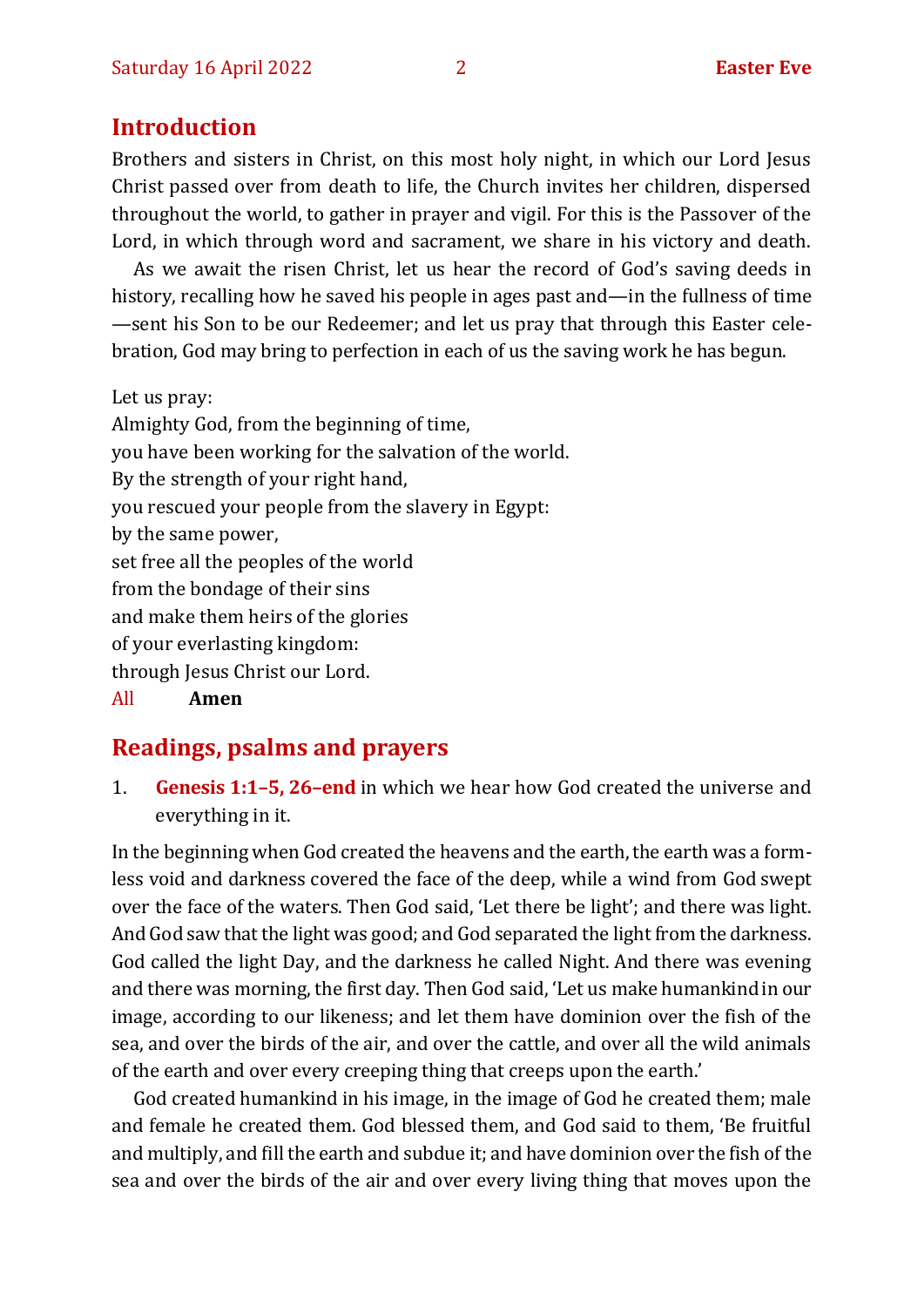## Introduction

Brothers and sisters in Christ, on this most holy night, in which our Lord Jesus Christ passed over from death to life, the Church invites her children, dispersed throughout the world, to gather in prayer and vigil. For this is the Passover of the Lord, in which through word and sacrament, we share in his victory and death.

As we await the risen Christ, let us hear the record of God's saving deeds in history, recalling how he saved his people in ages past and—in the fullness of time—sent his Son to be our Redeemer; and let us pray that through this Easter celebration, God may bring to perfection in each of us the saving work he has begun.

Let us pray:
Almighty God, from the beginning of time,
you have been working for the salvation of the world.
By the strength of your right hand,
you rescued your people from the slavery in Egypt:
by the same power,
set free all the peoples of the world
from the bondage of their sins
and make them heirs of the glories
of your everlasting kingdom:
through Jesus Christ our Lord.

All **Amen**

## Readings, psalms and prayers

1. **Genesis 1:1–5, 26–end** in which we hear how God created the universe and everything in it.

In the beginning when God created the heavens and the earth, the earth was a formless void and darkness covered the face of the deep, while a wind from God swept over the face of the waters. Then God said, 'Let there be light'; and there was light. And God saw that the light was good; and God separated the light from the darkness. God called the light Day, and the darkness he called Night. And there was evening and there was morning, the first day. Then God said, 'Let us make humankind in our image, according to our likeness; and let them have dominion over the fish of the sea, and over the birds of the air, and over the cattle, and over all the wild animals of the earth and over every creeping thing that creeps upon the earth.'

God created humankind in his image, in the image of God he created them; male and female he created them. God blessed them, and God said to them, 'Be fruitful and multiply, and fill the earth and subdue it; and have dominion over the fish of the sea and over the birds of the air and over every living thing that moves upon the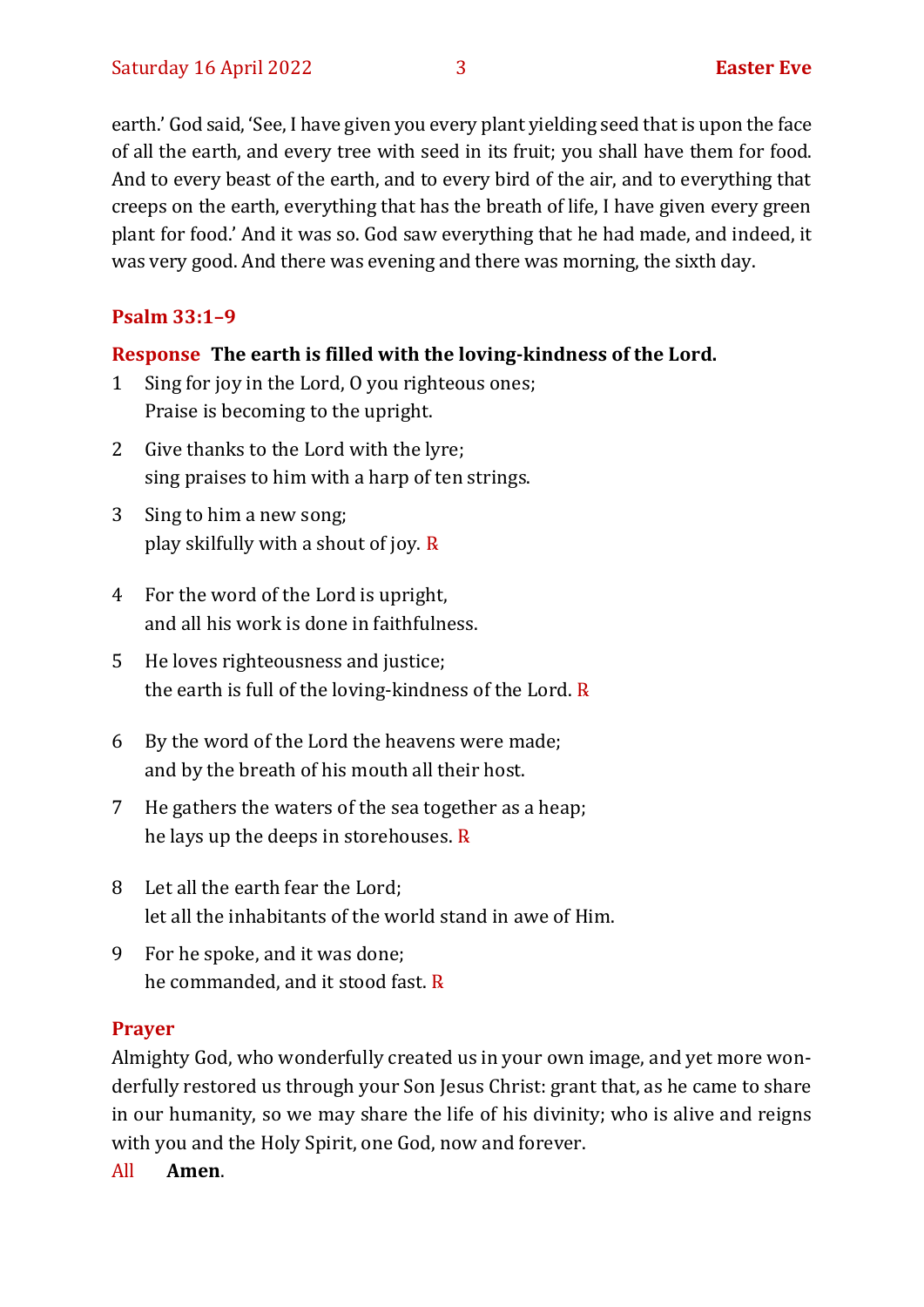earth.' God said, 'See, I have given you every plant yielding seed that is upon the face of all the earth, and every tree with seed in its fruit; you shall have them for food. And to every beast of the earth, and to every bird of the air, and to everything that creeps on the earth, everything that has the breath of life, I have given every green plant for food.' And it was so. God saw everything that he had made, and indeed, it was very good. And there was evening and there was morning, the sixth day.

### Psalm 33:1–9

**Response The earth is filled with the loving-kindness of the Lord.**

1 Sing for joy in the Lord, O you righteous ones;
Praise is becoming to the upright.

2 Give thanks to the Lord with the lyre;
sing praises to him with a harp of ten strings.

3 Sing to him a new song;
play skilfully with a shout of joy. R

4 For the word of the Lord is upright,
and all his work is done in faithfulness.

5 He loves righteousness and justice;
the earth is full of the loving-kindness of the Lord. R

6 By the word of the Lord the heavens were made;
and by the breath of his mouth all their host.

7 He gathers the waters of the sea together as a heap;
he lays up the deeps in storehouses. R

8 Let all the earth fear the Lord;
let all the inhabitants of the world stand in awe of Him.

9 For he spoke, and it was done;
he commanded, and it stood fast. R

### Prayer

Almighty God, who wonderfully created us in your own image, and yet more wonderfully restored us through your Son Jesus Christ: grant that, as he came to share in our humanity, so we may share the life of his divinity; who is alive and reigns with you and the Holy Spirit, one God, now and forever.

All **Amen**.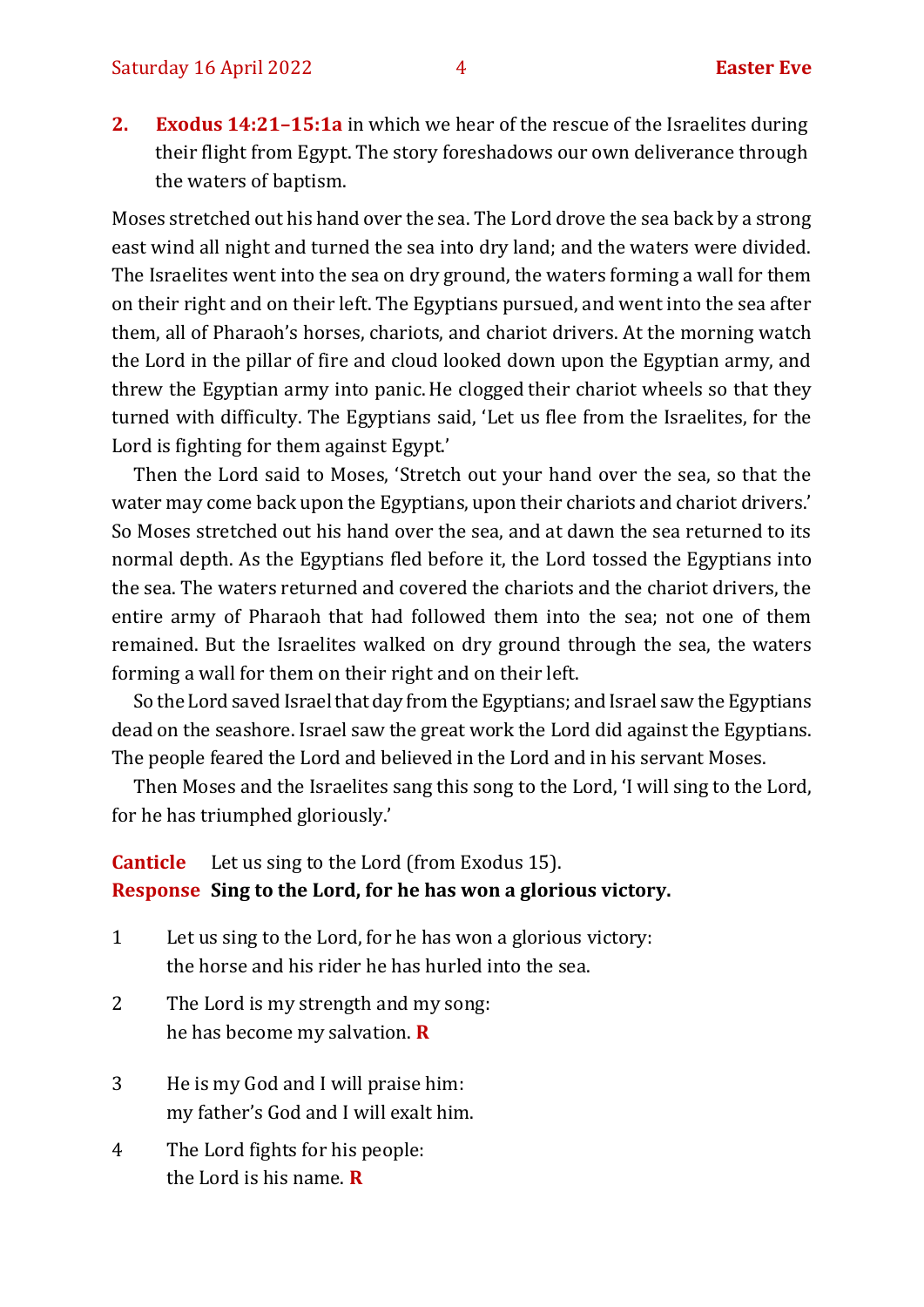**2. Exodus 14:21–15:1a** in which we hear of the rescue of the Israelites during their flight from Egypt. The story foreshadows our own deliverance through the waters of baptism.

Moses stretched out his hand over the sea. The Lord drove the sea back by a strong east wind all night and turned the sea into dry land; and the waters were divided. The Israelites went into the sea on dry ground, the waters forming a wall for them on their right and on their left. The Egyptians pursued, and went into the sea after them, all of Pharaoh's horses, chariots, and chariot drivers. At the morning watch the Lord in the pillar of fire and cloud looked down upon the Egyptian army, and threw the Egyptian army into panic. He clogged their chariot wheels so that they turned with difficulty. The Egyptians said, 'Let us flee from the Israelites, for the Lord is fighting for them against Egypt.'

Then the Lord said to Moses, 'Stretch out your hand over the sea, so that the water may come back upon the Egyptians, upon their chariots and chariot drivers.' So Moses stretched out his hand over the sea, and at dawn the sea returned to its normal depth. As the Egyptians fled before it, the Lord tossed the Egyptians into the sea. The waters returned and covered the chariots and the chariot drivers, the entire army of Pharaoh that had followed them into the sea; not one of them remained. But the Israelites walked on dry ground through the sea, the waters forming a wall for them on their right and on their left.

So the Lord saved Israel that day from the Egyptians; and Israel saw the Egyptians dead on the seashore. Israel saw the great work the Lord did against the Egyptians. The people feared the Lord and believed in the Lord and in his servant Moses.

Then Moses and the Israelites sang this song to the Lord, 'I will sing to the Lord, for he has triumphed gloriously.'

**Canticle** Let us sing to the Lord (from Exodus 15).
**Response** **Sing to the Lord, for he has won a glorious victory.**

1 Let us sing to the Lord, for he has won a glorious victory:
the horse and his rider he has hurled into the sea.

2 The Lord is my strength and my song:
he has become my salvation. **R**

3 He is my God and I will praise him:
my father's God and I will exalt him.

4 The Lord fights for his people:
the Lord is his name. **R**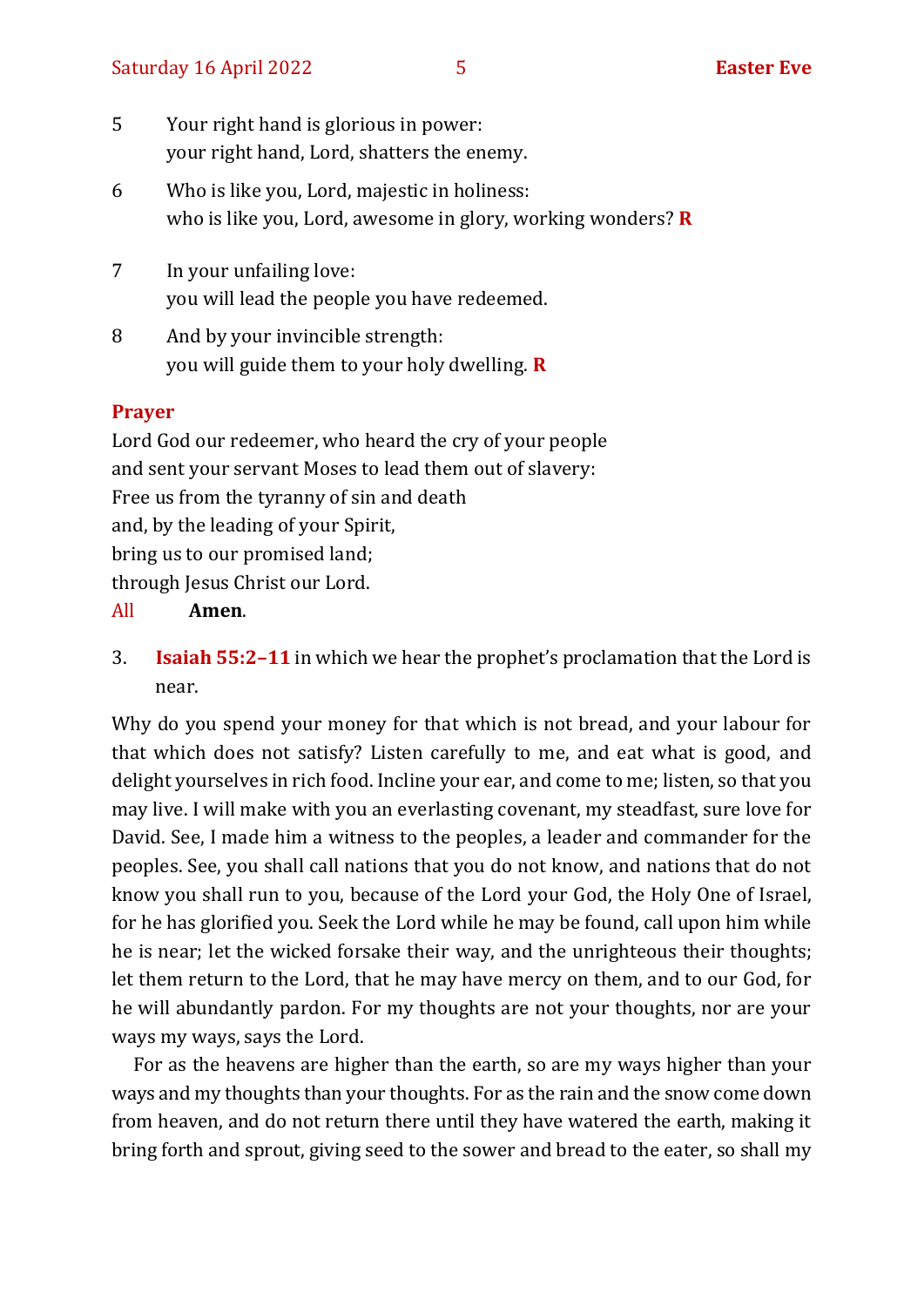5 Your right hand is glorious in power:
your right hand, Lord, shatters the enemy.

6 Who is like you, Lord, majestic in holiness:
who is like you, Lord, awesome in glory, working wonders? **R**

7 In your unfailing love:
you will lead the people you have redeemed.

8 And by your invincible strength:
you will guide them to your holy dwelling. **R**

**Prayer**

Lord God our redeemer, who heard the cry of your people
and sent your servant Moses to lead them out of slavery:
Free us from the tyranny of sin and death
and, by the leading of your Spirit,
bring us to our promised land;
through Jesus Christ our Lord.

All **Amen**.

3. **Isaiah 55:2–11** in which we hear the prophet's proclamation that the Lord is near.

Why do you spend your money for that which is not bread, and your labour for that which does not satisfy? Listen carefully to me, and eat what is good, and delight yourselves in rich food. Incline your ear, and come to me; listen, so that you may live. I will make with you an everlasting covenant, my steadfast, sure love for David. See, I made him a witness to the peoples, a leader and commander for the peoples. See, you shall call nations that you do not know, and nations that do not know you shall run to you, because of the Lord your God, the Holy One of Israel, for he has glorified you. Seek the Lord while he may be found, call upon him while he is near; let the wicked forsake their way, and the unrighteous their thoughts; let them return to the Lord, that he may have mercy on them, and to our God, for he will abundantly pardon. For my thoughts are not your thoughts, nor are your ways my ways, says the Lord.

For as the heavens are higher than the earth, so are my ways higher than your ways and my thoughts than your thoughts. For as the rain and the snow come down from heaven, and do not return there until they have watered the earth, making it bring forth and sprout, giving seed to the sower and bread to the eater, so shall my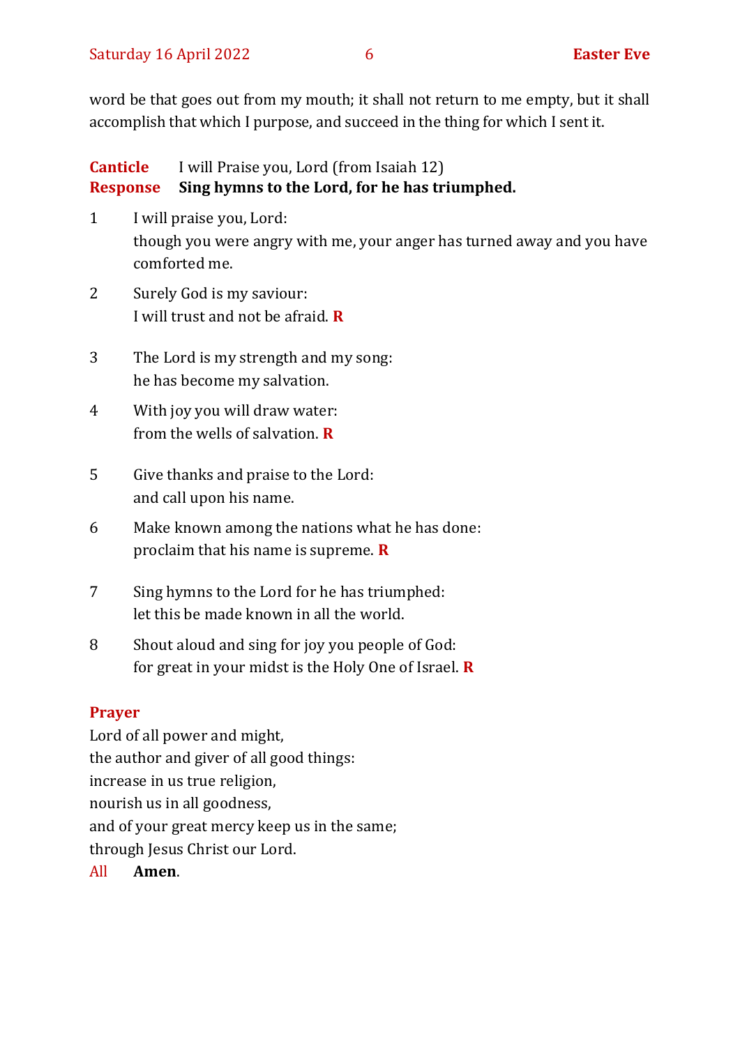word be that goes out from my mouth; it shall not return to me empty, but it shall accomplish that which I purpose, and succeed in the thing for which I sent it.

**Canticle** I will Praise you, Lord (from Isaiah 12)
**Response** **Sing hymns to the Lord, for he has triumphed.**

1 I will praise you, Lord:
though you were angry with me, your anger has turned away and you have comforted me.

2 Surely God is my saviour:
I will trust and not be afraid. **R**

3 The Lord is my strength and my song:
he has become my salvation.

4 With joy you will draw water:
from the wells of salvation. **R**

5 Give thanks and praise to the Lord:
and call upon his name.

6 Make known among the nations what he has done:
proclaim that his name is supreme. **R**

7 Sing hymns to the Lord for he has triumphed:
let this be made known in all the world.

8 Shout aloud and sing for joy you people of God:
for great in your midst is the Holy One of Israel. **R**

## Prayer

Lord of all power and might,
the author and giver of all good things:
increase in us true religion,
nourish us in all goodness,
and of your great mercy keep us in the same;
through Jesus Christ our Lord.
All **Amen**.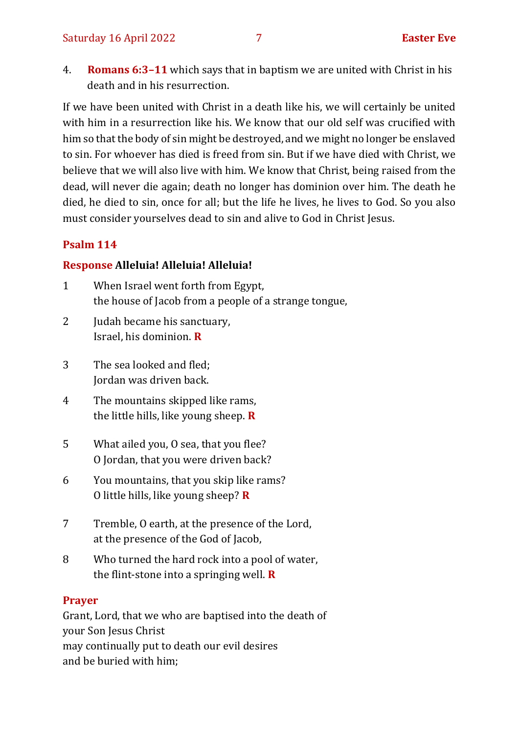4. **Romans 6:3–11** which says that in baptism we are united with Christ in his death and in his resurrection.

If we have been united with Christ in a death like his, we will certainly be united with him in a resurrection like his. We know that our old self was crucified with him so that the body of sin might be destroyed, and we might no longer be enslaved to sin. For whoever has died is freed from sin. But if we have died with Christ, we believe that we will also live with him. We know that Christ, being raised from the dead, will never die again; death no longer has dominion over him. The death he died, he died to sin, once for all; but the life he lives, he lives to God. So you also must consider yourselves dead to sin and alive to God in Christ Jesus.

### Psalm 114

**Response Alleluia! Alleluia! Alleluia!**

1 When Israel went forth from Egypt,
the house of Jacob from a people of a strange tongue,

2 Judah became his sanctuary,
Israel, his dominion. **R**

3 The sea looked and fled;
Jordan was driven back.

4 The mountains skipped like rams,
the little hills, like young sheep. **R**

5 What ailed you, O sea, that you flee?
O Jordan, that you were driven back?

6 You mountains, that you skip like rams?
O little hills, like young sheep? **R**

7 Tremble, O earth, at the presence of the Lord,
at the presence of the God of Jacob,

8 Who turned the hard rock into a pool of water,
the flint-stone into a springing well. **R**

### Prayer

Grant, Lord, that we who are baptised into the death of
your Son Jesus Christ
may continually put to death our evil desires
and be buried with him;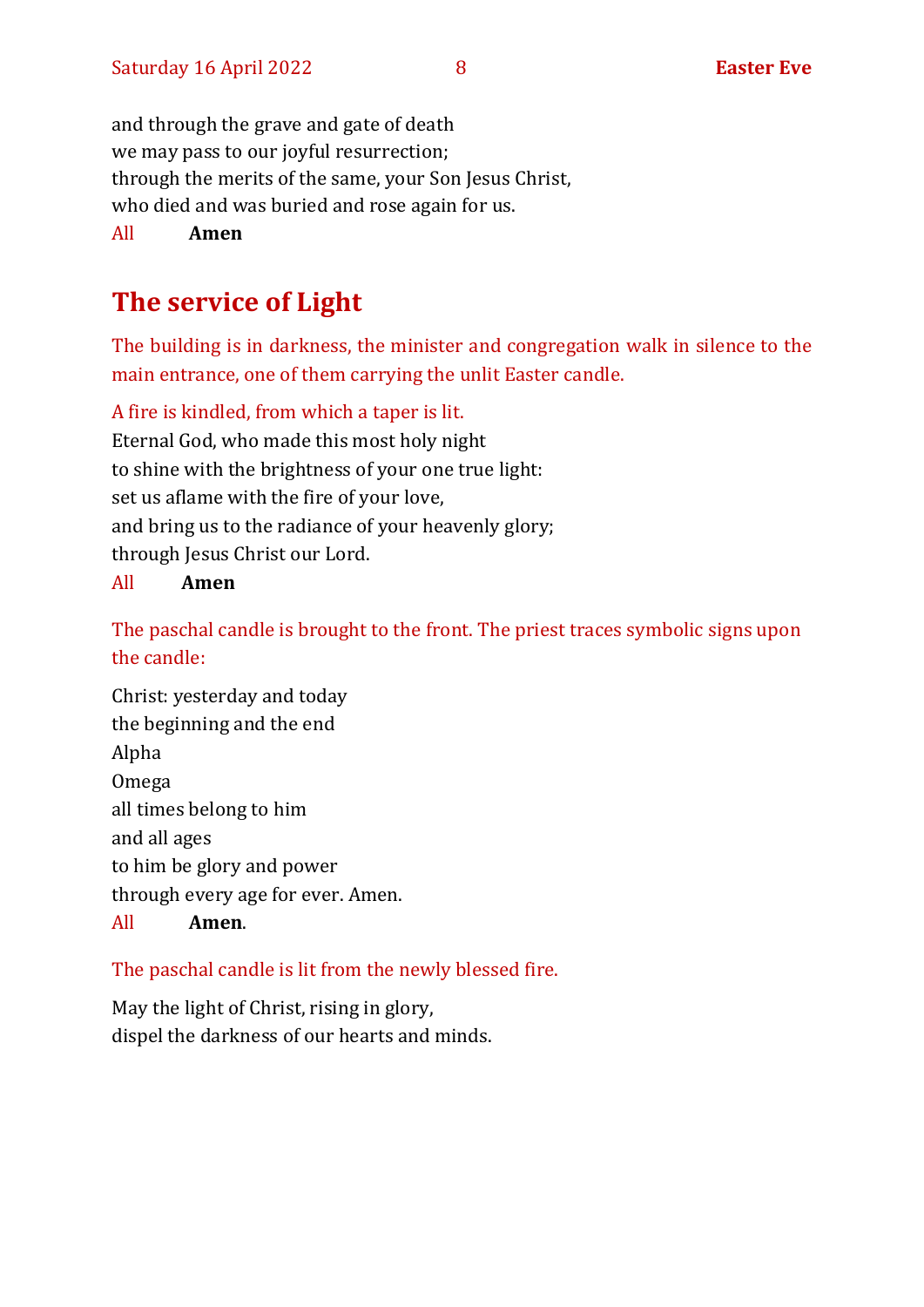and through the grave and gate of death
we may pass to our joyful resurrection;
through the merits of the same, your Son Jesus Christ,
who died and was buried and rose again for us.

All **Amen**

## The service of Light

*The building is in darkness, the minister and congregation walk in silence to the main entrance, one of them carrying the unlit Easter candle.*

*A fire is kindled, from which a taper is lit.*

Eternal God, who made this most holy night
to shine with the brightness of your one true light:
set us aflame with the fire of your love,
and bring us to the radiance of your heavenly glory;
through Jesus Christ our Lord.

All **Amen**

*The paschal candle is brought to the front. The priest traces symbolic signs upon the candle:*

Christ: yesterday and today
the beginning and the end
Alpha
Omega
all times belong to him
and all ages
to him be glory and power
through every age for ever. Amen.

All **Amen**.

*The paschal candle is lit from the newly blessed fire.*

May the light of Christ, rising in glory,
dispel the darkness of our hearts and minds.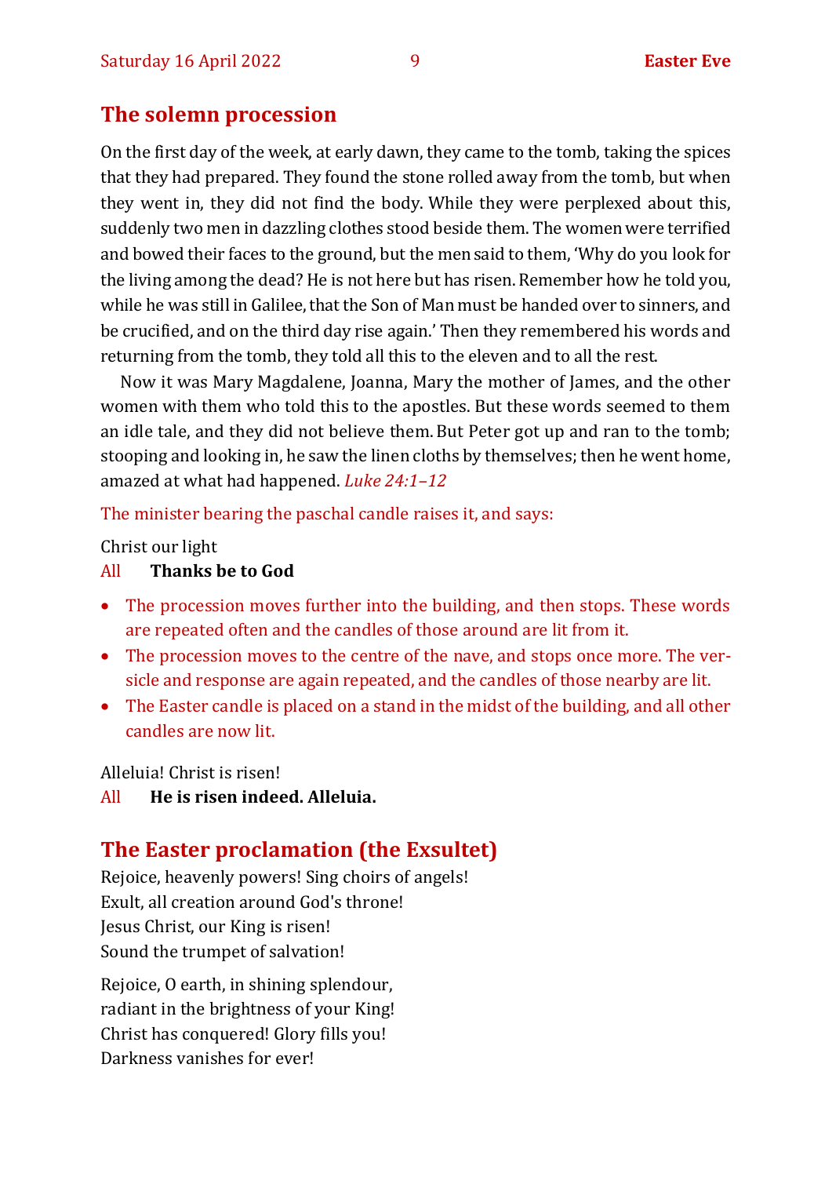## The solemn procession

On the first day of the week, at early dawn, they came to the tomb, taking the spices that they had prepared. They found the stone rolled away from the tomb, but when they went in, they did not find the body. While they were perplexed about this, suddenly two men in dazzling clothes stood beside them. The women were terrified and bowed their faces to the ground, but the men said to them, 'Why do you look for the living among the dead? He is not here but has risen. Remember how he told you, while he was still in Galilee, that the Son of Man must be handed over to sinners, and be crucified, and on the third day rise again.' Then they remembered his words and returning from the tomb, they told all this to the eleven and to all the rest.

Now it was Mary Magdalene, Joanna, Mary the mother of James, and the other women with them who told this to the apostles. But these words seemed to them an idle tale, and they did not believe them. But Peter got up and ran to the tomb; stooping and looking in, he saw the linen cloths by themselves; then he went home, amazed at what had happened. *Luke 24:1–12*

The minister bearing the paschal candle raises it, and says:

Christ our light

All **Thanks be to God**

- The procession moves further into the building, and then stops. These words are repeated often and the candles of those around are lit from it.
- The procession moves to the centre of the nave, and stops once more. The versicle and response are again repeated, and the candles of those nearby are lit.
- The Easter candle is placed on a stand in the midst of the building, and all other candles are now lit.

Alleluia! Christ is risen!

All **He is risen indeed. Alleluia.**

## The Easter proclamation (the Exsultet)

Rejoice, heavenly powers! Sing choirs of angels!
Exult, all creation around God's throne!
Jesus Christ, our King is risen!
Sound the trumpet of salvation!

Rejoice, O earth, in shining splendour,
radiant in the brightness of your King!
Christ has conquered! Glory fills you!
Darkness vanishes for ever!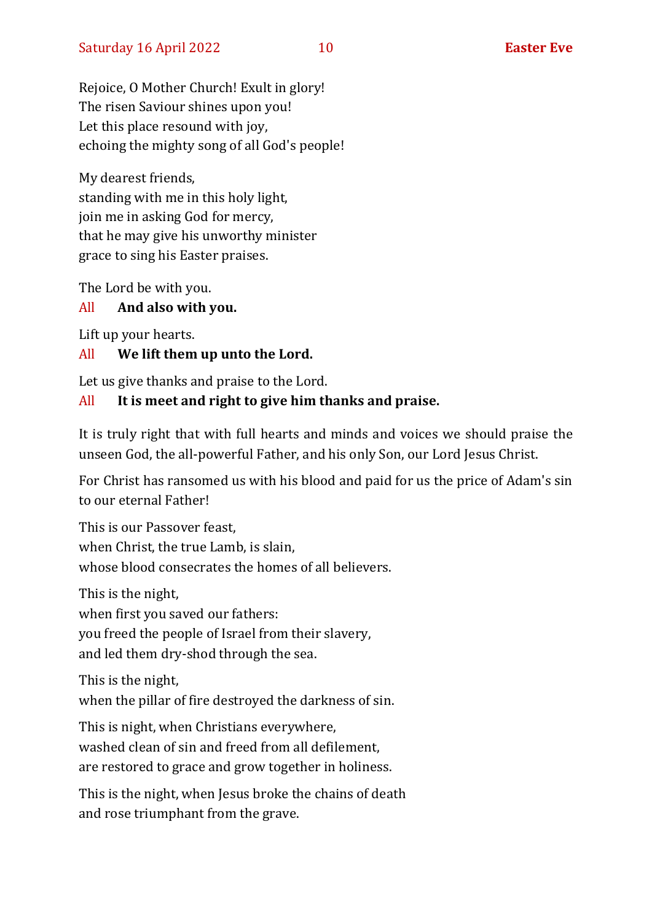Rejoice, O Mother Church! Exult in glory!
The risen Saviour shines upon you!
Let this place resound with joy,
echoing the mighty song of all God's people!

My dearest friends,
standing with me in this holy light,
join me in asking God for mercy,
that he may give his unworthy minister
grace to sing his Easter praises.

The Lord be with you.

All **And also with you.**

Lift up your hearts.

All **We lift them up unto the Lord.**

Let us give thanks and praise to the Lord.

All **It is meet and right to give him thanks and praise.**

It is truly right that with full hearts and minds and voices we should praise the unseen God, the all-powerful Father, and his only Son, our Lord Jesus Christ.

For Christ has ransomed us with his blood and paid for us the price of Adam's sin to our eternal Father!

This is our Passover feast,
when Christ, the true Lamb, is slain,
whose blood consecrates the homes of all believers.

This is the night,
when first you saved our fathers:
you freed the people of Israel from their slavery,
and led them dry-shod through the sea.

This is the night,
when the pillar of fire destroyed the darkness of sin.

This is night, when Christians everywhere,
washed clean of sin and freed from all defilement,
are restored to grace and grow together in holiness.

This is the night, when Jesus broke the chains of death
and rose triumphant from the grave.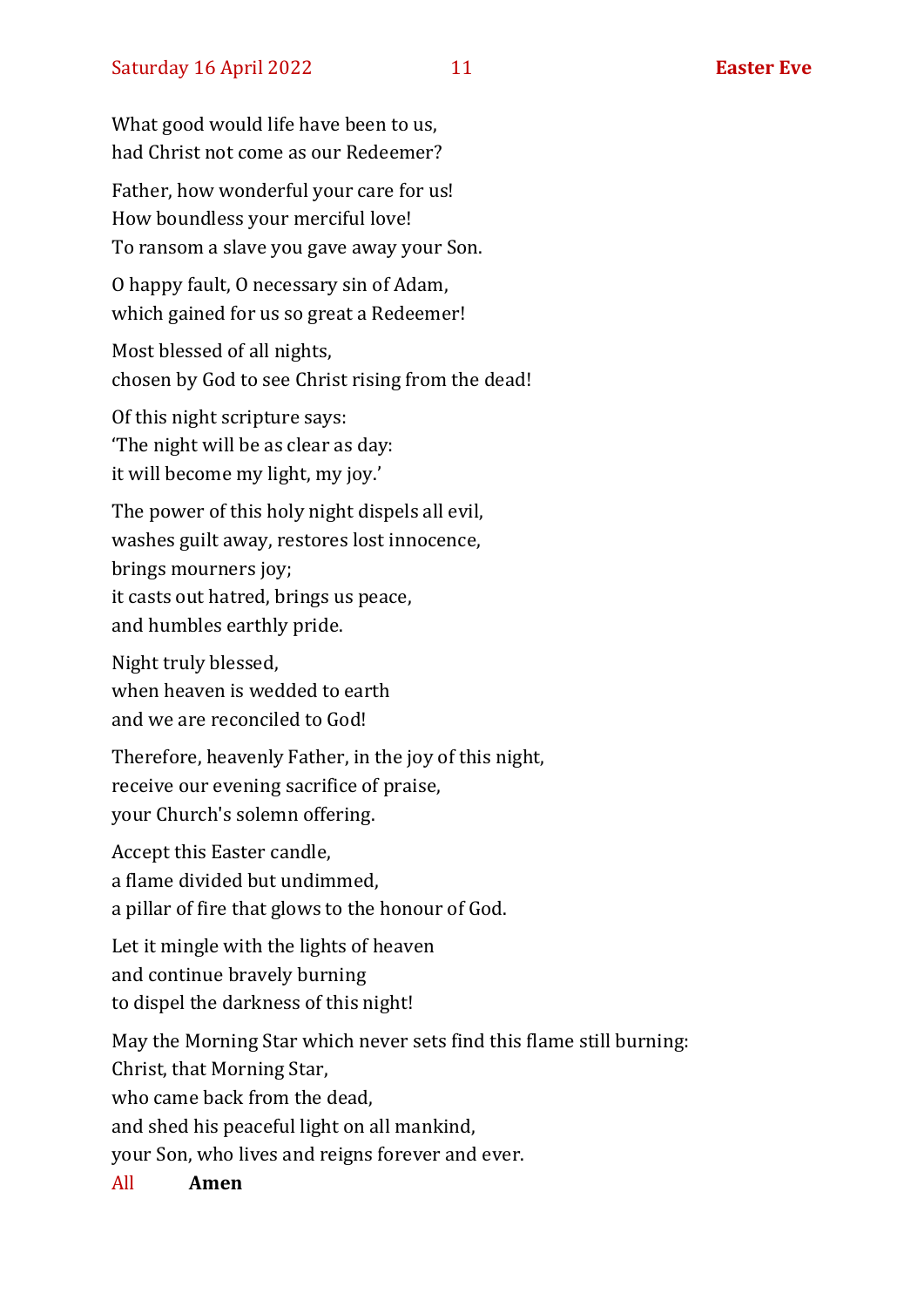What good would life have been to us,
had Christ not come as our Redeemer?

Father, how wonderful your care for us!
How boundless your merciful love!
To ransom a slave you gave away your Son.

O happy fault, O necessary sin of Adam,
which gained for us so great a Redeemer!

Most blessed of all nights,
chosen by God to see Christ rising from the dead!

Of this night scripture says:
'The night will be as clear as day:
it will become my light, my joy.'

The power of this holy night dispels all evil,
washes guilt away, restores lost innocence,
brings mourners joy;
it casts out hatred, brings us peace,
and humbles earthly pride.

Night truly blessed,
when heaven is wedded to earth
and we are reconciled to God!

Therefore, heavenly Father, in the joy of this night,
receive our evening sacrifice of praise,
your Church's solemn offering.

Accept this Easter candle,
a flame divided but undimmed,
a pillar of fire that glows to the honour of God.

Let it mingle with the lights of heaven
and continue bravely burning
to dispel the darkness of this night!

May the Morning Star which never sets find this flame still burning:
Christ, that Morning Star,
who came back from the dead,
and shed his peaceful light on all mankind,
your Son, who lives and reigns forever and ever.

All **Amen**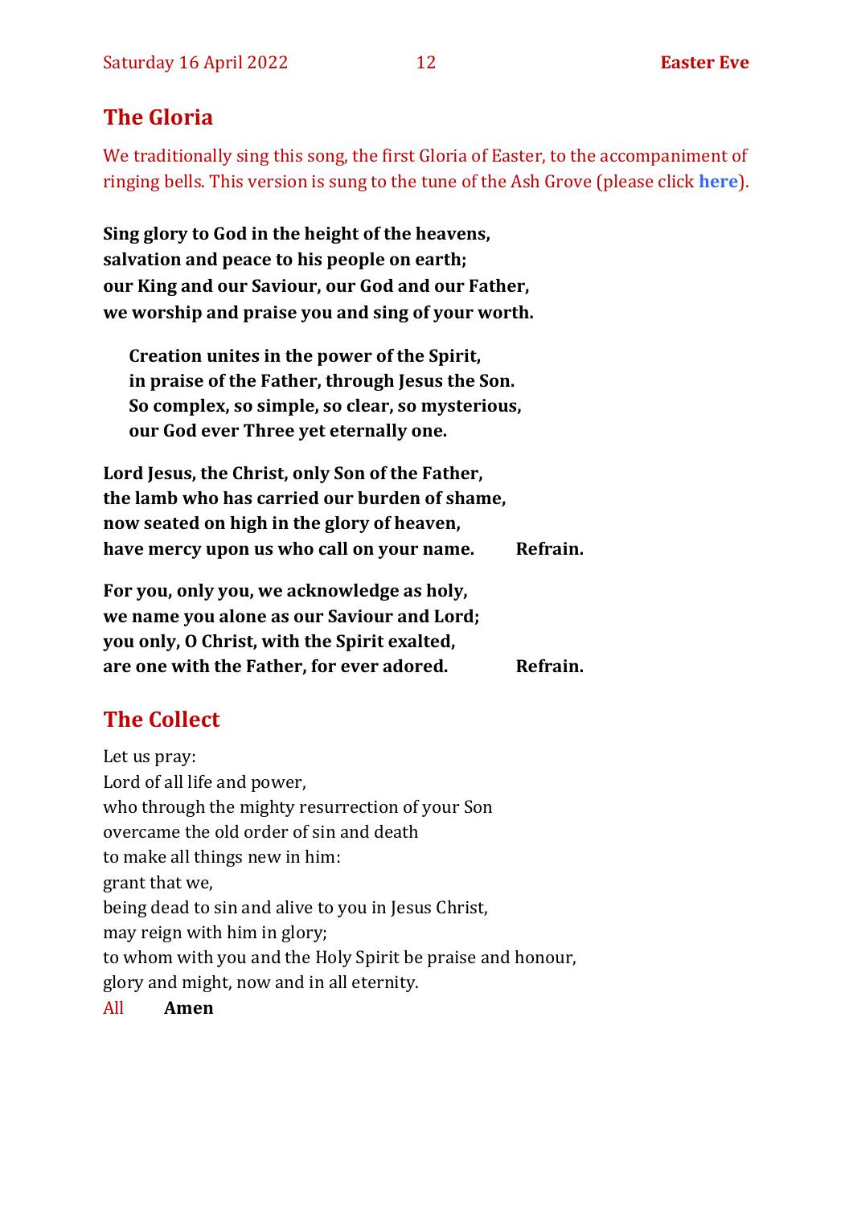## The Gloria

We traditionally sing this song, the first Gloria of Easter, to the accompaniment of ringing bells. This version is sung to the tune of the Ash Grove (please click **here**).

**Sing glory to God in the height of the heavens,**
**salvation and peace to his people on earth;**
**our King and our Saviour, our God and our Father,**
**we worship and praise you and sing of your worth.**

> **Creation unites in the power of the Spirit,**
> **in praise of the Father, through Jesus the Son.**
> **So complex, so simple, so clear, so mysterious,**
> **our God ever Three yet eternally one.**

**Lord Jesus, the Christ, only Son of the Father,**
**the lamb who has carried our burden of shame,**
**now seated on high in the glory of heaven,**
**have mercy upon us who call on your name.** **Refrain.**

**For you, only you, we acknowledge as holy,**
**we name you alone as our Saviour and Lord;**
**you only, O Christ, with the Spirit exalted,**
**are one with the Father, for ever adored.** **Refrain.**

## The Collect

Let us pray:
Lord of all life and power,
who through the mighty resurrection of your Son
overcame the old order of sin and death
to make all things new in him:
grant that we,
being dead to sin and alive to you in Jesus Christ,
may reign with him in glory;
to whom with you and the Holy Spirit be praise and honour,
glory and might, now and in all eternity.

All **Amen**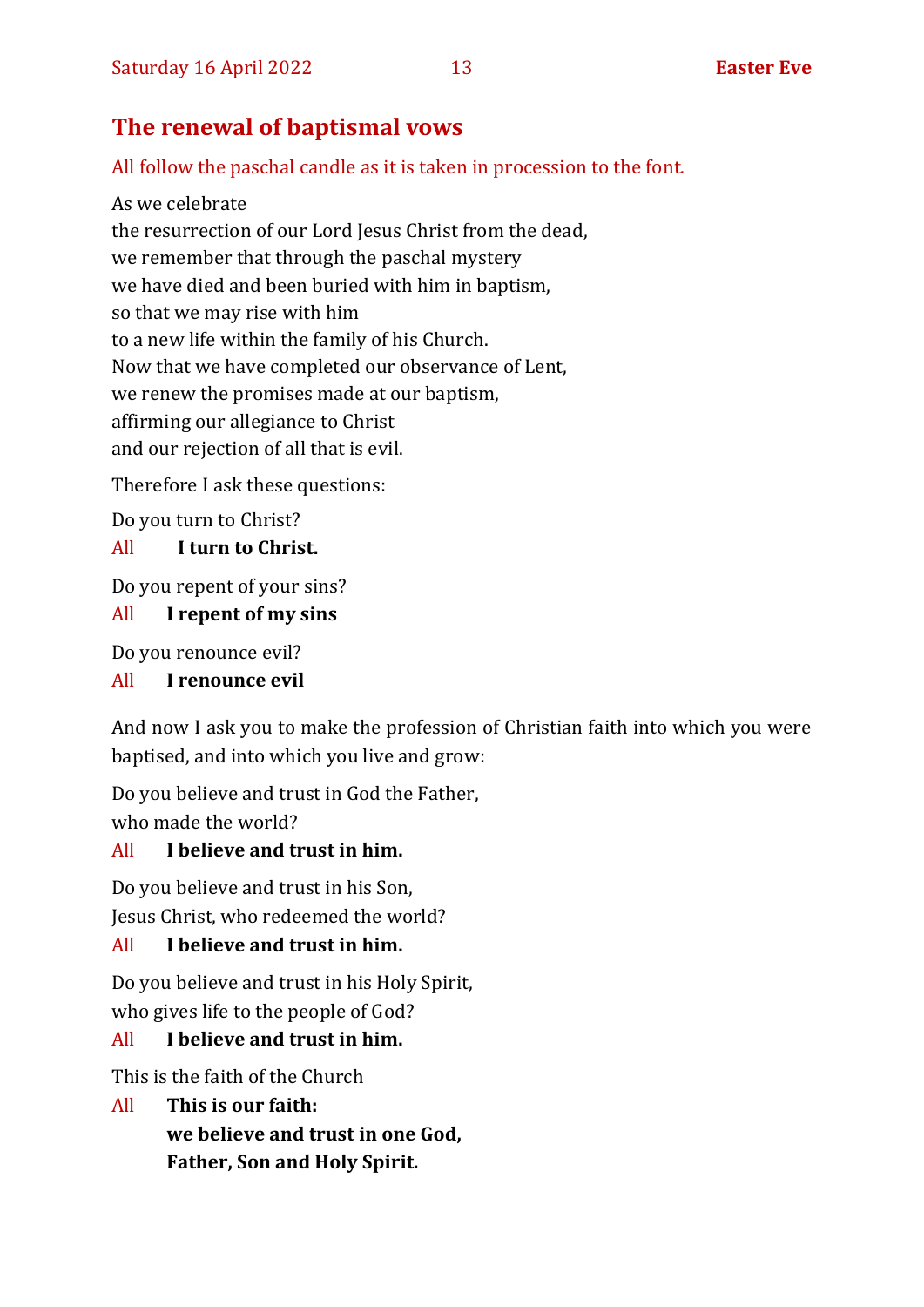## The renewal of baptismal vows

*All follow the paschal candle as it is taken in procession to the font.*

As we celebrate
the resurrection of our Lord Jesus Christ from the dead,
we remember that through the paschal mystery
we have died and been buried with him in baptism,
so that we may rise with him
to a new life within the family of his Church.
Now that we have completed our observance of Lent,
we renew the promises made at our baptism,
affirming our allegiance to Christ
and our rejection of all that is evil.

Therefore I ask these questions:

Do you turn to Christ?

All **I turn to Christ.**

Do you repent of your sins?

All **I repent of my sins**

Do you renounce evil?

All **I renounce evil**

And now I ask you to make the profession of Christian faith into which you were baptised, and into which you live and grow:

Do you believe and trust in God the Father,
who made the world?

All **I believe and trust in him.**

Do you believe and trust in his Son,
Jesus Christ, who redeemed the world?

All **I believe and trust in him.**

Do you believe and trust in his Holy Spirit,
who gives life to the people of God?

All **I believe and trust in him.**

This is the faith of the Church

All **This is our faith:**
**we believe and trust in one God,**
**Father, Son and Holy Spirit.**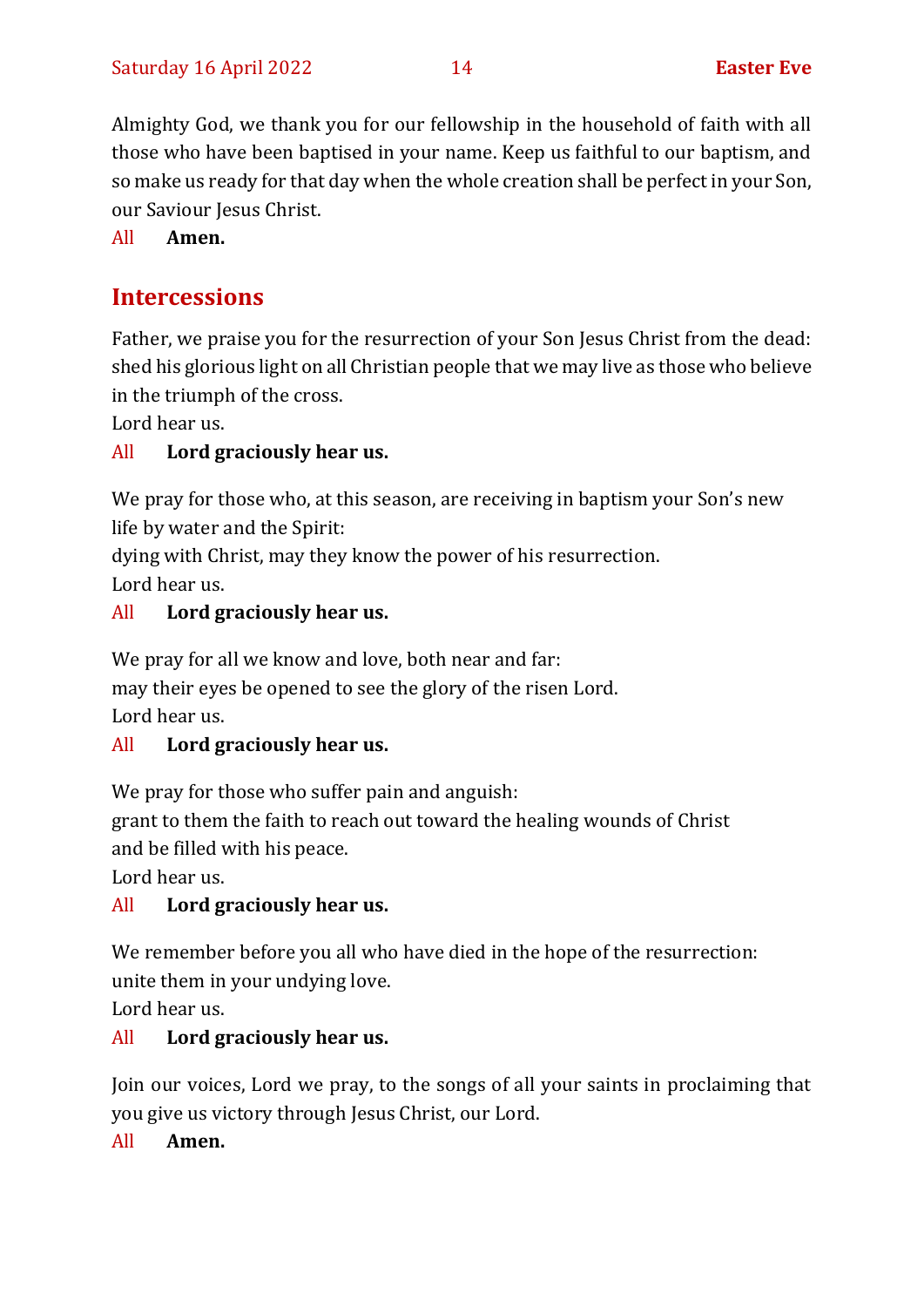Almighty God, we thank you for our fellowship in the household of faith with all those who have been baptised in your name. Keep us faithful to our baptism, and so make us ready for that day when the whole creation shall be perfect in your Son, our Saviour Jesus Christ.

All **Amen.**

## Intercessions

Father, we praise you for the resurrection of your Son Jesus Christ from the dead: shed his glorious light on all Christian people that we may live as those who believe in the triumph of the cross.
Lord hear us.

All **Lord graciously hear us.**

We pray for those who, at this season, are receiving in baptism your Son's new life by water and the Spirit:
dying with Christ, may they know the power of his resurrection.
Lord hear us.

All **Lord graciously hear us.**

We pray for all we know and love, both near and far:
may their eyes be opened to see the glory of the risen Lord.
Lord hear us.

All **Lord graciously hear us.**

We pray for those who suffer pain and anguish:
grant to them the faith to reach out toward the healing wounds of Christ
and be filled with his peace.
Lord hear us.

All **Lord graciously hear us.**

We remember before you all who have died in the hope of the resurrection:
unite them in your undying love.
Lord hear us.

All **Lord graciously hear us.**

Join our voices, Lord we pray, to the songs of all your saints in proclaiming that you give us victory through Jesus Christ, our Lord.

All **Amen.**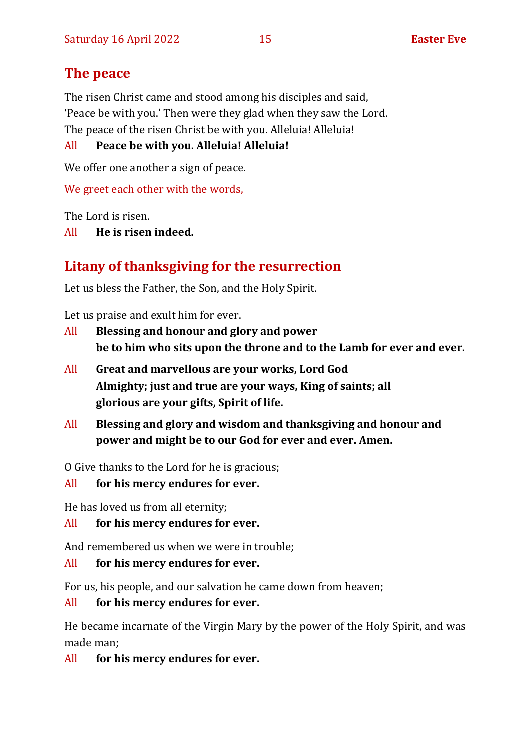## The peace

The risen Christ came and stood among his disciples and said,
'Peace be with you.' Then were they glad when they saw the Lord.
The peace of the risen Christ be with you. Alleluia! Alleluia!

All **Peace be with you. Alleluia! Alleluia!**

We offer one another a sign of peace.

We greet each other with the words,

The Lord is risen.

All **He is risen indeed.**

## Litany of thanksgiving for the resurrection

Let us bless the Father, the Son, and the Holy Spirit.

Let us praise and exult him for ever.

All **Blessing and honour and glory and power**
**be to him who sits upon the throne and to the Lamb for ever and ever.**

All **Great and marvellous are your works, Lord God Almighty; just and true are your ways, King of saints; all glorious are your gifts, Spirit of life.**

All **Blessing and glory and wisdom and thanksgiving and honour and power and might be to our God for ever and ever. Amen.**

O Give thanks to the Lord for he is gracious;

All **for his mercy endures for ever.**

He has loved us from all eternity;

All **for his mercy endures for ever.**

And remembered us when we were in trouble;

All **for his mercy endures for ever.**

For us, his people, and our salvation he came down from heaven;

All **for his mercy endures for ever.**

He became incarnate of the Virgin Mary by the power of the Holy Spirit, and was made man;

All **for his mercy endures for ever.**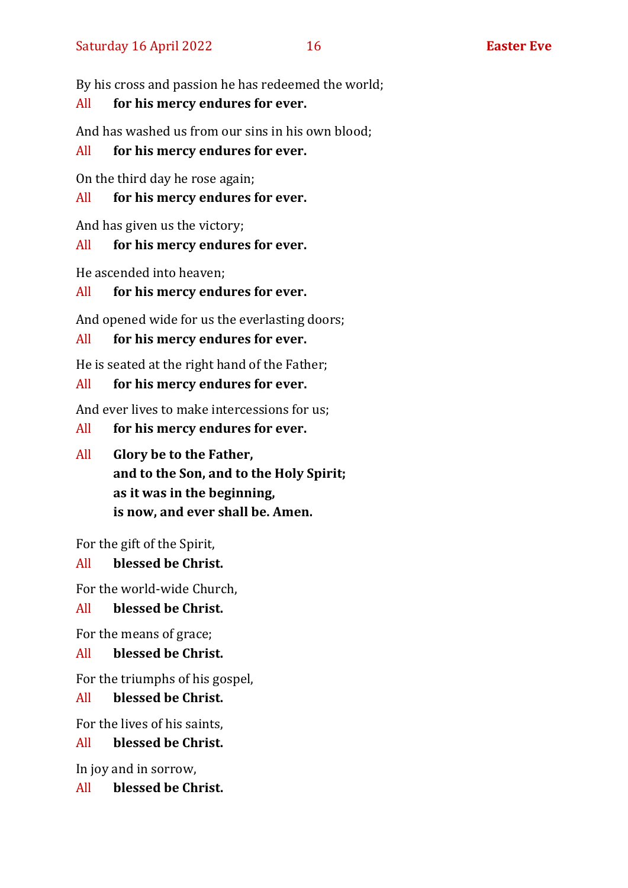By his cross and passion he has redeemed the world;

All **for his mercy endures for ever.**

And has washed us from our sins in his own blood;

All **for his mercy endures for ever.**

On the third day he rose again;

All **for his mercy endures for ever.**

And has given us the victory;

All **for his mercy endures for ever.**

He ascended into heaven;

All **for his mercy endures for ever.**

And opened wide for us the everlasting doors;

All **for his mercy endures for ever.**

He is seated at the right hand of the Father;

All **for his mercy endures for ever.**

And ever lives to make intercessions for us;

All **for his mercy endures for ever.**

All **Glory be to the Father,**
**and to the Son, and to the Holy Spirit;**
**as it was in the beginning,**
**is now, and ever shall be. Amen.**

For the gift of the Spirit,

All **blessed be Christ.**

For the world-wide Church,

All **blessed be Christ.**

For the means of grace;

All **blessed be Christ.**

For the triumphs of his gospel,

All **blessed be Christ.**

For the lives of his saints,

All **blessed be Christ.**

In joy and in sorrow,

All **blessed be Christ.**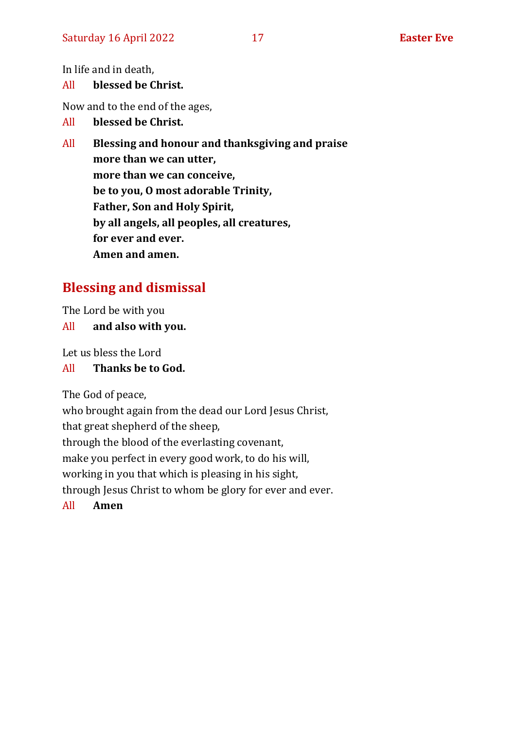In life and in death,

All **blessed be Christ.**

Now and to the end of the ages,

All **blessed be Christ.**

All **Blessing and honour and thanksgiving and praise**
**more than we can utter,**
**more than we can conceive,**
**be to you, O most adorable Trinity,**
**Father, Son and Holy Spirit,**
**by all angels, all peoples, all creatures,**
**for ever and ever.**
**Amen and amen.**

## Blessing and dismissal

The Lord be with you

All **and also with you.**

Let us bless the Lord

All **Thanks be to God.**

The God of peace,
who brought again from the dead our Lord Jesus Christ,
that great shepherd of the sheep,
through the blood of the everlasting covenant,
make you perfect in every good work, to do his will,
working in you that which is pleasing in his sight,
through Jesus Christ to whom be glory for ever and ever.

All **Amen**